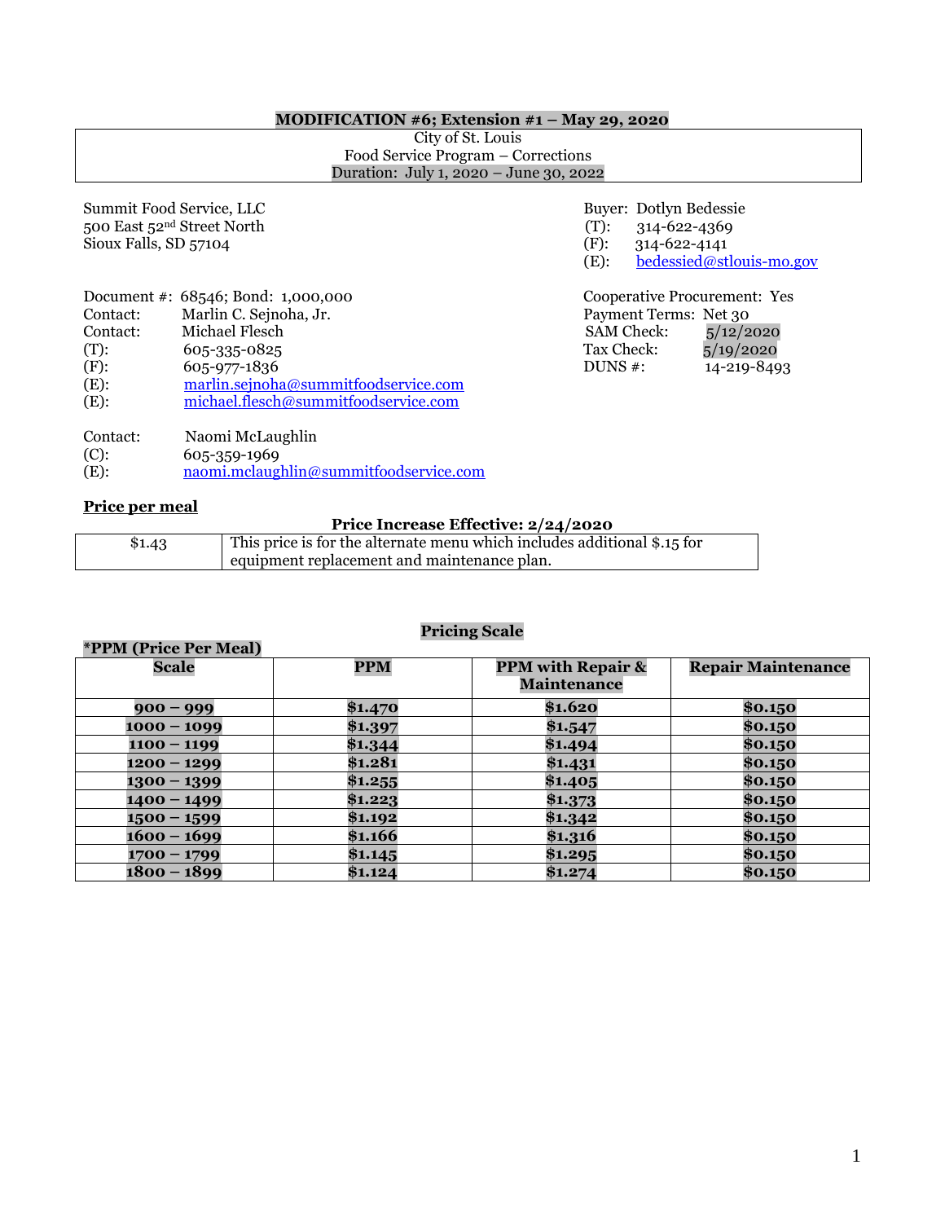**MODIFICATION #6; Extension #1 – May 29, 2020**

City of St. Louis
Food Service Program – Corrections
Duration: July 1, 2020 – June 30, 2022

Summit Food Service, LLC
500 East 52nd Street North
Sioux Falls, SD 57104

Buyer: Dotlyn Bedessie
(T): 314-622-4369
(F): 314-622-4141
(E): bedessied@stlouis-mo.gov

Document #: 68546; Bond: 1,000,000
Contact: Marlin C. Sejnoha, Jr.
Contact: Michael Flesch
(T): 605-335-0825
(F): 605-977-1836
(E): marlin.sejnoha@summitfoodservice.com
(E): michael.flesch@summitfoodservice.com

Cooperative Procurement: Yes
Payment Terms: Net 30
SAM Check: 5/12/2020
Tax Check: 5/19/2020
DUNS #: 14-219-8493

Contact: Naomi McLaughlin
(C): 605-359-1969
(E): naomi.mclaughlin@summitfoodservice.com

**Price per meal**

**Price Increase Effective: 2/24/2020**

| | |
|---|---|
| $1.43 | This price is for the alternate menu which includes additional $.15 for equipment replacement and maintenance plan. |

**Pricing Scale**

**\*PPM (Price Per Meal)**

| Scale | PPM | PPM with Repair & Maintenance | Repair Maintenance |
|---|---|---|---|
| 900 – 999 | $1.470 | $1.620 | $0.150 |
| 1000 – 1099 | $1.397 | $1.547 | $0.150 |
| 1100 – 1199 | $1.344 | $1.494 | $0.150 |
| 1200 – 1299 | $1.281 | $1.431 | $0.150 |
| 1300 – 1399 | $1.255 | $1.405 | $0.150 |
| 1400 – 1499 | $1.223 | $1.373 | $0.150 |
| 1500 – 1599 | $1.192 | $1.342 | $0.150 |
| 1600 – 1699 | $1.166 | $1.316 | $0.150 |
| 1700 – 1799 | $1.145 | $1.295 | $0.150 |
| 1800 – 1899 | $1.124 | $1.274 | $0.150 |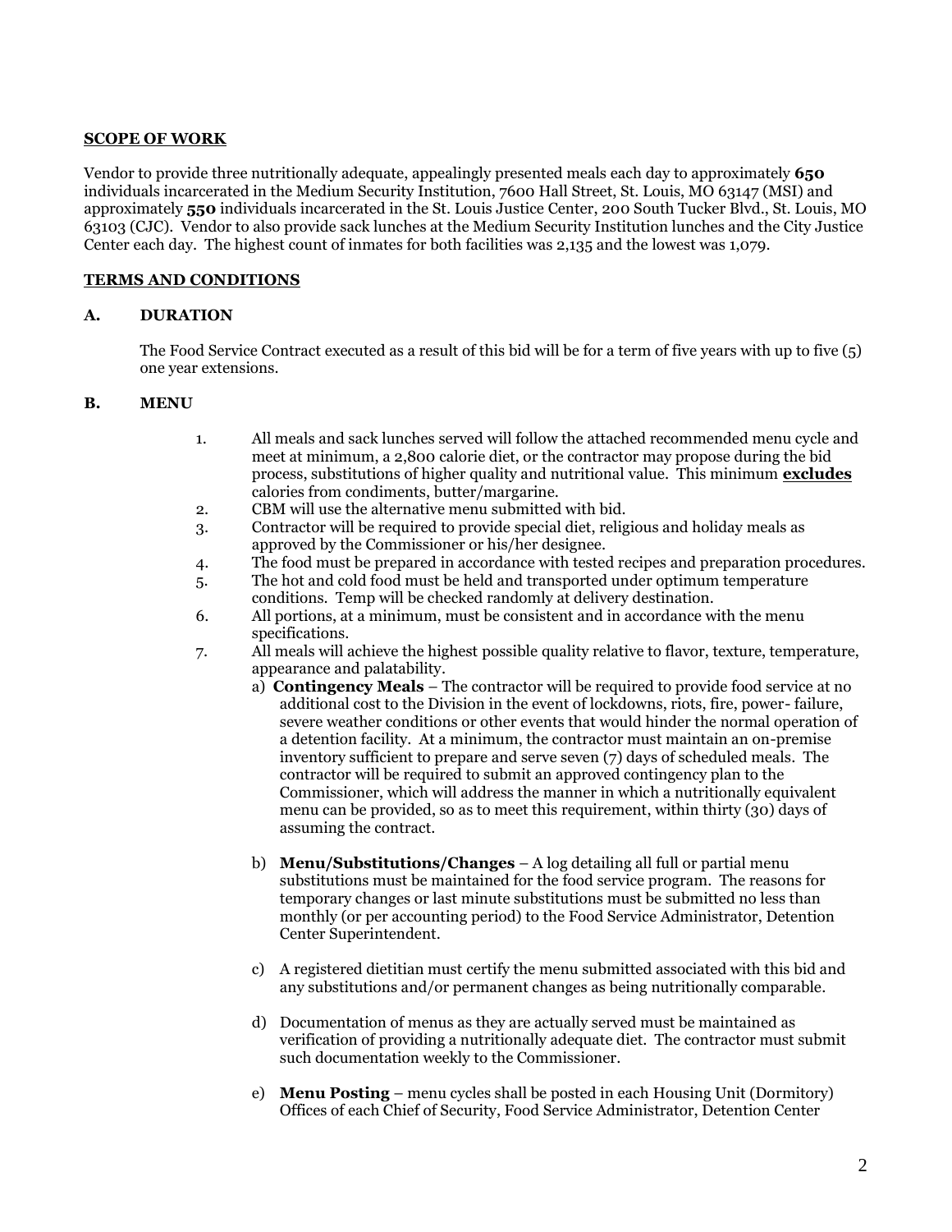**SCOPE OF WORK**

Vendor to provide three nutritionally adequate, appealingly presented meals each day to approximately **650** individuals incarcerated in the Medium Security Institution, 7600 Hall Street, St. Louis, MO 63147 (MSI) and approximately **550** individuals incarcerated in the St. Louis Justice Center, 200 South Tucker Blvd., St. Louis, MO 63103 (CJC). Vendor to also provide sack lunches at the Medium Security Institution lunches and the City Justice Center each day. The highest count of inmates for both facilities was 2,135 and the lowest was 1,079.

**TERMS AND CONDITIONS**

**A. DURATION**

The Food Service Contract executed as a result of this bid will be for a term of five years with up to five (5) one year extensions.

**B. MENU**

1. All meals and sack lunches served will follow the attached recommended menu cycle and meet at minimum, a 2,800 calorie diet, or the contractor may propose during the bid process, substitutions of higher quality and nutritional value. This minimum **excludes** calories from condiments, butter/margarine.
2. CBM will use the alternative menu submitted with bid.
3. Contractor will be required to provide special diet, religious and holiday meals as approved by the Commissioner or his/her designee.
4. The food must be prepared in accordance with tested recipes and preparation procedures.
5. The hot and cold food must be held and transported under optimum temperature conditions. Temp will be checked randomly at delivery destination.
6. All portions, at a minimum, must be consistent and in accordance with the menu specifications.
7. All meals will achieve the highest possible quality relative to flavor, texture, temperature, appearance and palatability.
   a) **Contingency Meals** – The contractor will be required to provide food service at no additional cost to the Division in the event of lockdowns, riots, fire, power- failure, severe weather conditions or other events that would hinder the normal operation of a detention facility. At a minimum, the contractor must maintain an on-premise inventory sufficient to prepare and serve seven (7) days of scheduled meals. The contractor will be required to submit an approved contingency plan to the Commissioner, which will address the manner in which a nutritionally equivalent menu can be provided, so as to meet this requirement, within thirty (30) days of assuming the contract.

   b) **Menu/Substitutions/Changes** – A log detailing all full or partial menu substitutions must be maintained for the food service program. The reasons for temporary changes or last minute substitutions must be submitted no less than monthly (or per accounting period) to the Food Service Administrator, Detention Center Superintendent.

   c) A registered dietitian must certify the menu submitted associated with this bid and any substitutions and/or permanent changes as being nutritionally comparable.

   d) Documentation of menus as they are actually served must be maintained as verification of providing a nutritionally adequate diet. The contractor must submit such documentation weekly to the Commissioner.

   e) **Menu Posting** – menu cycles shall be posted in each Housing Unit (Dormitory) Offices of each Chief of Security, Food Service Administrator, Detention Center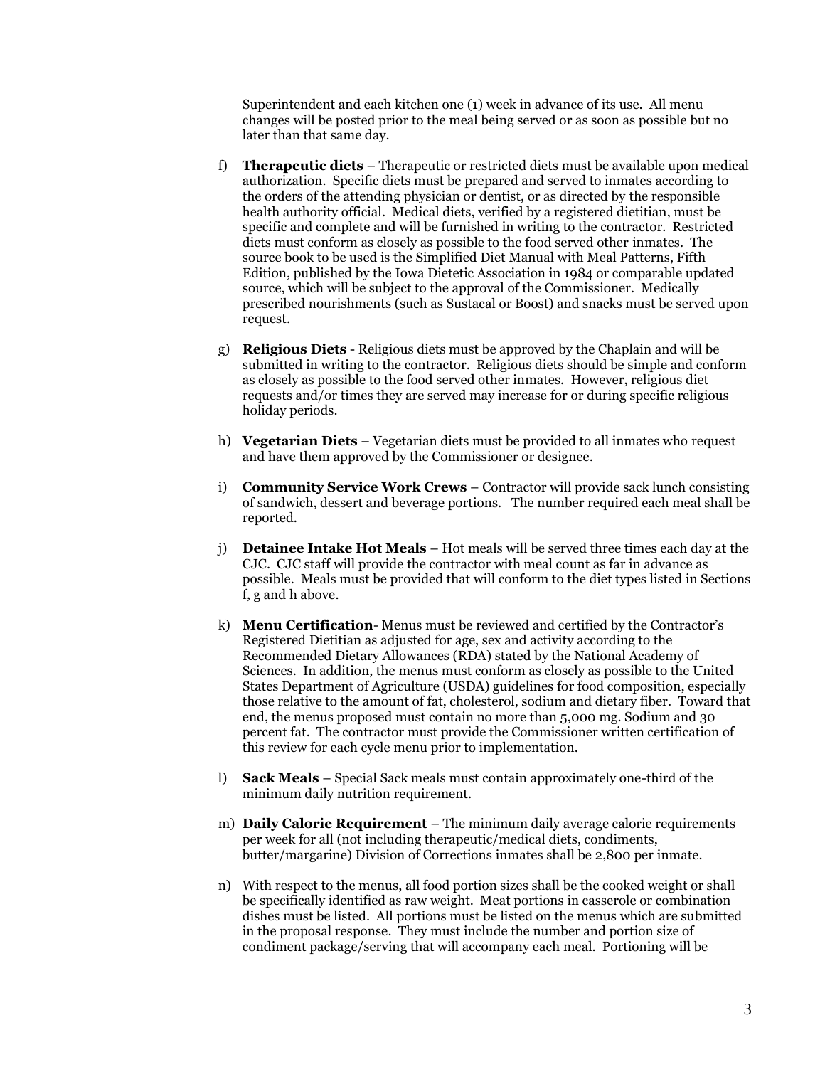Superintendent and each kitchen one (1) week in advance of its use. All menu changes will be posted prior to the meal being served or as soon as possible but no later than that same day.

f) **Therapeutic diets** – Therapeutic or restricted diets must be available upon medical authorization. Specific diets must be prepared and served to inmates according to the orders of the attending physician or dentist, or as directed by the responsible health authority official. Medical diets, verified by a registered dietitian, must be specific and complete and will be furnished in writing to the contractor. Restricted diets must conform as closely as possible to the food served other inmates. The source book to be used is the Simplified Diet Manual with Meal Patterns, Fifth Edition, published by the Iowa Dietetic Association in 1984 or comparable updated source, which will be subject to the approval of the Commissioner. Medically prescribed nourishments (such as Sustacal or Boost) and snacks must be served upon request.

g) **Religious Diets** - Religious diets must be approved by the Chaplain and will be submitted in writing to the contractor. Religious diets should be simple and conform as closely as possible to the food served other inmates. However, religious diet requests and/or times they are served may increase for or during specific religious holiday periods.

h) **Vegetarian Diets** – Vegetarian diets must be provided to all inmates who request and have them approved by the Commissioner or designee.

i) **Community Service Work Crews** – Contractor will provide sack lunch consisting of sandwich, dessert and beverage portions. The number required each meal shall be reported.

j) **Detainee Intake Hot Meals** – Hot meals will be served three times each day at the CJC. CJC staff will provide the contractor with meal count as far in advance as possible. Meals must be provided that will conform to the diet types listed in Sections f, g and h above.

k) **Menu Certification**- Menus must be reviewed and certified by the Contractor's Registered Dietitian as adjusted for age, sex and activity according to the Recommended Dietary Allowances (RDA) stated by the National Academy of Sciences. In addition, the menus must conform as closely as possible to the United States Department of Agriculture (USDA) guidelines for food composition, especially those relative to the amount of fat, cholesterol, sodium and dietary fiber. Toward that end, the menus proposed must contain no more than 5,000 mg. Sodium and 30 percent fat. The contractor must provide the Commissioner written certification of this review for each cycle menu prior to implementation.

l) **Sack Meals** – Special Sack meals must contain approximately one-third of the minimum daily nutrition requirement.

m) **Daily Calorie Requirement** – The minimum daily average calorie requirements per week for all (not including therapeutic/medical diets, condiments, butter/margarine) Division of Corrections inmates shall be 2,800 per inmate.

n) With respect to the menus, all food portion sizes shall be the cooked weight or shall be specifically identified as raw weight. Meat portions in casserole or combination dishes must be listed. All portions must be listed on the menus which are submitted in the proposal response. They must include the number and portion size of condiment package/serving that will accompany each meal. Portioning will be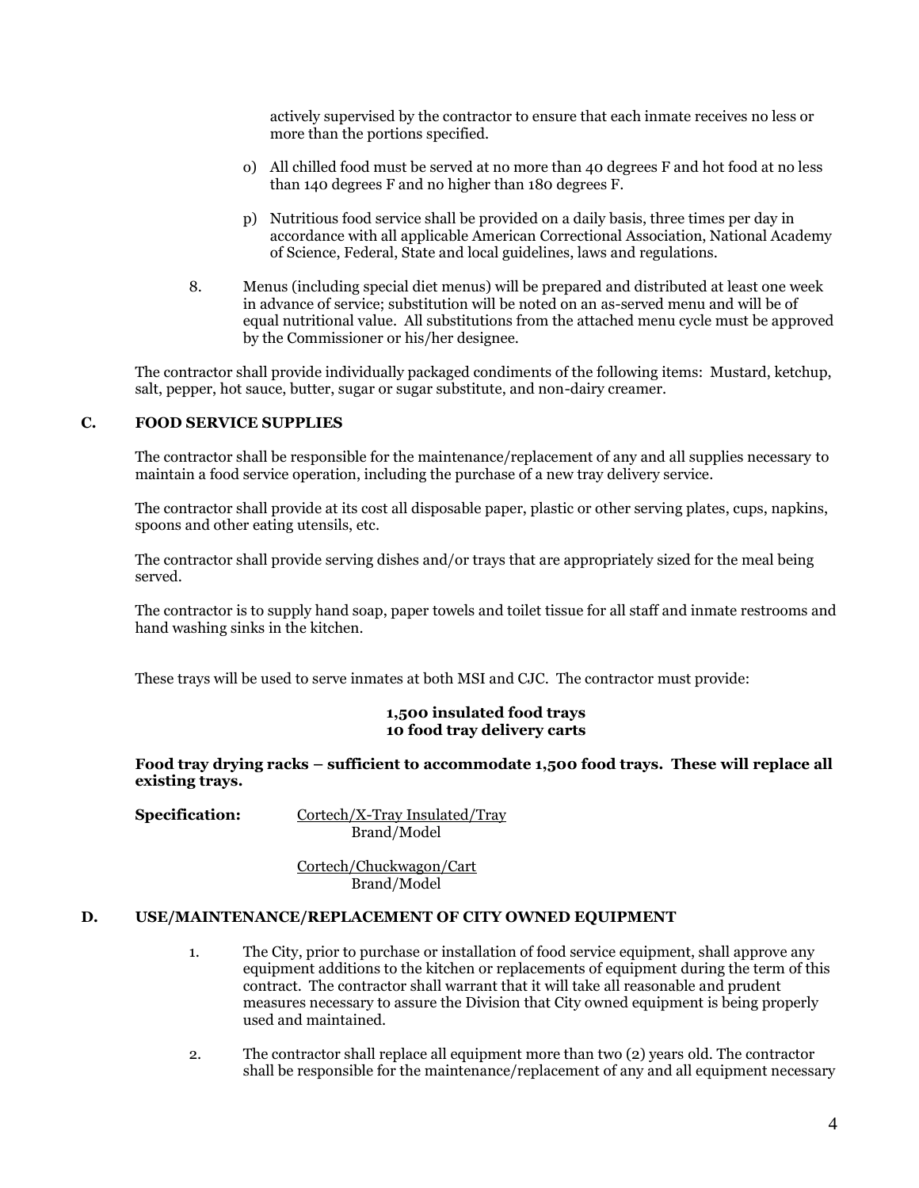actively supervised by the contractor to ensure that each inmate receives no less or more than the portions specified.

o) All chilled food must be served at no more than 40 degrees F and hot food at no less than 140 degrees F and no higher than 180 degrees F.

p) Nutritious food service shall be provided on a daily basis, three times per day in accordance with all applicable American Correctional Association, National Academy of Science, Federal, State and local guidelines, laws and regulations.

8. Menus (including special diet menus) will be prepared and distributed at least one week in advance of service; substitution will be noted on an as-served menu and will be of equal nutritional value. All substitutions from the attached menu cycle must be approved by the Commissioner or his/her designee.

The contractor shall provide individually packaged condiments of the following items: Mustard, ketchup, salt, pepper, hot sauce, butter, sugar or sugar substitute, and non-dairy creamer.

## C. FOOD SERVICE SUPPLIES

The contractor shall be responsible for the maintenance/replacement of any and all supplies necessary to maintain a food service operation, including the purchase of a new tray delivery service.

The contractor shall provide at its cost all disposable paper, plastic or other serving plates, cups, napkins, spoons and other eating utensils, etc.

The contractor shall provide serving dishes and/or trays that are appropriately sized for the meal being served.

The contractor is to supply hand soap, paper towels and toilet tissue for all staff and inmate restrooms and hand washing sinks in the kitchen.

These trays will be used to serve inmates at both MSI and CJC. The contractor must provide:

**1,500 insulated food trays**
**10 food tray delivery carts**

**Food tray drying racks – sufficient to accommodate 1,500 food trays. These will replace all existing trays.**

**Specification:** Cortech/X-Tray Insulated/Tray
Brand/Model

Cortech/Chuckwagon/Cart
Brand/Model

## D. USE/MAINTENANCE/REPLACEMENT OF CITY OWNED EQUIPMENT

1. The City, prior to purchase or installation of food service equipment, shall approve any equipment additions to the kitchen or replacements of equipment during the term of this contract. The contractor shall warrant that it will take all reasonable and prudent measures necessary to assure the Division that City owned equipment is being properly used and maintained.

2. The contractor shall replace all equipment more than two (2) years old. The contractor shall be responsible for the maintenance/replacement of any and all equipment necessary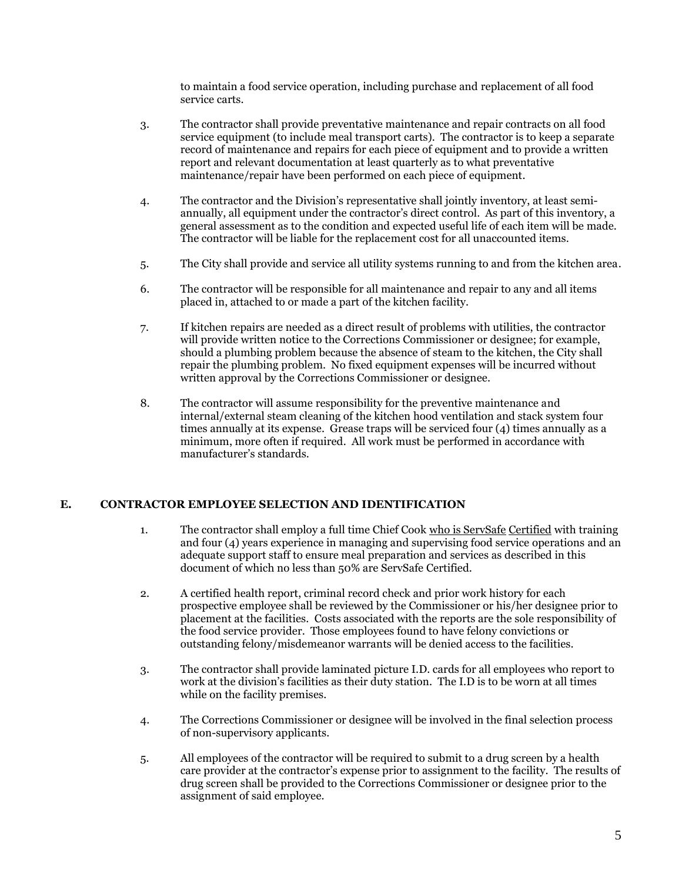to maintain a food service operation, including purchase and replacement of all food service carts.

3. The contractor shall provide preventative maintenance and repair contracts on all food service equipment (to include meal transport carts). The contractor is to keep a separate record of maintenance and repairs for each piece of equipment and to provide a written report and relevant documentation at least quarterly as to what preventative maintenance/repair have been performed on each piece of equipment.

4. The contractor and the Division's representative shall jointly inventory, at least semi-annually, all equipment under the contractor's direct control. As part of this inventory, a general assessment as to the condition and expected useful life of each item will be made. The contractor will be liable for the replacement cost for all unaccounted items.

5. The City shall provide and service all utility systems running to and from the kitchen area.

6. The contractor will be responsible for all maintenance and repair to any and all items placed in, attached to or made a part of the kitchen facility.

7. If kitchen repairs are needed as a direct result of problems with utilities, the contractor will provide written notice to the Corrections Commissioner or designee; for example, should a plumbing problem because the absence of steam to the kitchen, the City shall repair the plumbing problem. No fixed equipment expenses will be incurred without written approval by the Corrections Commissioner or designee.

8. The contractor will assume responsibility for the preventive maintenance and internal/external steam cleaning of the kitchen hood ventilation and stack system four times annually at its expense. Grease traps will be serviced four (4) times annually as a minimum, more often if required. All work must be performed in accordance with manufacturer's standards.

## E. CONTRACTOR EMPLOYEE SELECTION AND IDENTIFICATION

1. The contractor shall employ a full time Chief Cook who is ServSafe Certified with training and four (4) years experience in managing and supervising food service operations and an adequate support staff to ensure meal preparation and services as described in this document of which no less than 50% are ServSafe Certified.

2. A certified health report, criminal record check and prior work history for each prospective employee shall be reviewed by the Commissioner or his/her designee prior to placement at the facilities. Costs associated with the reports are the sole responsibility of the food service provider. Those employees found to have felony convictions or outstanding felony/misdemeanor warrants will be denied access to the facilities.

3. The contractor shall provide laminated picture I.D. cards for all employees who report to work at the division's facilities as their duty station. The I.D is to be worn at all times while on the facility premises.

4. The Corrections Commissioner or designee will be involved in the final selection process of non-supervisory applicants.

5. All employees of the contractor will be required to submit to a drug screen by a health care provider at the contractor's expense prior to assignment to the facility. The results of drug screen shall be provided to the Corrections Commissioner or designee prior to the assignment of said employee.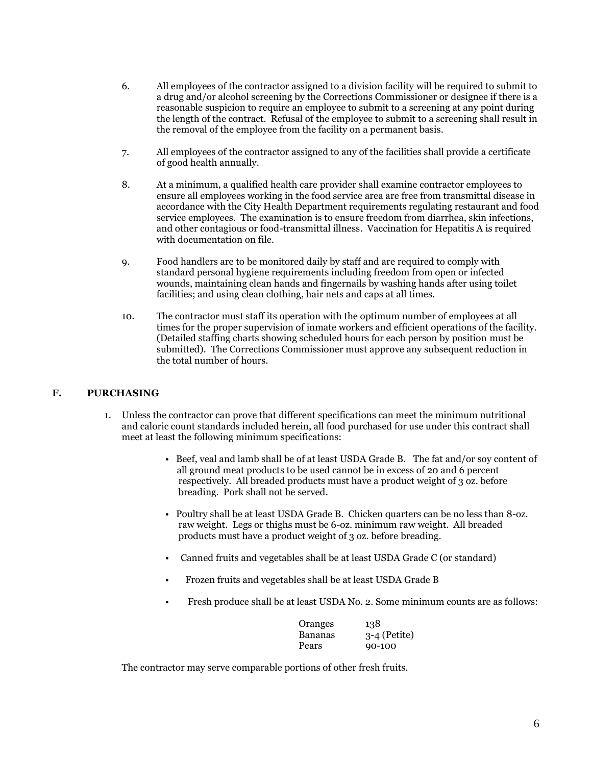6. All employees of the contractor assigned to a division facility will be required to submit to a drug and/or alcohol screening by the Corrections Commissioner or designee if there is a reasonable suspicion to require an employee to submit to a screening at any point during the length of the contract. Refusal of the employee to submit to a screening shall result in the removal of the employee from the facility on a permanent basis.

7. All employees of the contractor assigned to any of the facilities shall provide a certificate of good health annually.

8. At a minimum, a qualified health care provider shall examine contractor employees to ensure all employees working in the food service area are free from transmittal disease in accordance with the City Health Department requirements regulating restaurant and food service employees. The examination is to ensure freedom from diarrhea, skin infections, and other contagious or food-transmittal illness. Vaccination for Hepatitis A is required with documentation on file.

9. Food handlers are to be monitored daily by staff and are required to comply with standard personal hygiene requirements including freedom from open or infected wounds, maintaining clean hands and fingernails by washing hands after using toilet facilities; and using clean clothing, hair nets and caps at all times.

10. The contractor must staff its operation with the optimum number of employees at all times for the proper supervision of inmate workers and efficient operations of the facility. (Detailed staffing charts showing scheduled hours for each person by position must be submitted). The Corrections Commissioner must approve any subsequent reduction in the total number of hours.

## F. PURCHASING

1. Unless the contractor can prove that different specifications can meet the minimum nutritional and caloric count standards included herein, all food purchased for use under this contract shall meet at least the following minimum specifications:

   - Beef, veal and lamb shall be of at least USDA Grade B. The fat and/or soy content of all ground meat products to be used cannot be in excess of 20 and 6 percent respectively. All breaded products must have a product weight of 3 oz. before breading. Pork shall not be served.

   - Poultry shall be at least USDA Grade B. Chicken quarters can be no less than 8-oz. raw weight. Legs or thighs must be 6-oz. minimum raw weight. All breaded products must have a product weight of 3 oz. before breading.

   - Canned fruits and vegetables shall be at least USDA Grade C (or standard)

   - Frozen fruits and vegetables shall be at least USDA Grade B

   - Fresh produce shall be at least USDA No. 2. Some minimum counts are as follows:

| | |
|---|---|
| Oranges | 138 |
| Bananas | 3-4 (Petite) |
| Pears | 90-100 |

The contractor may serve comparable portions of other fresh fruits.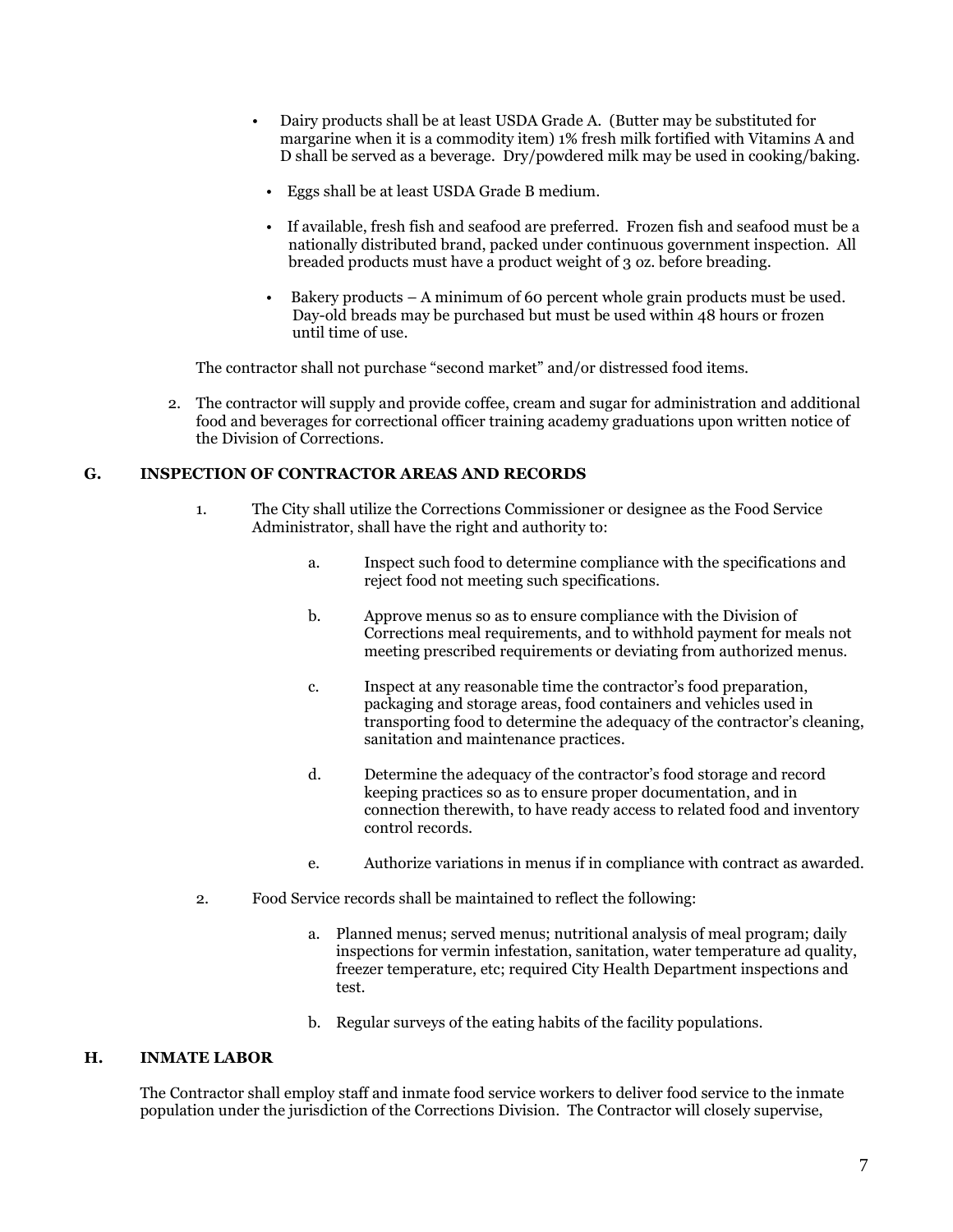- Dairy products shall be at least USDA Grade A. (Butter may be substituted for margarine when it is a commodity item) 1% fresh milk fortified with Vitamins A and D shall be served as a beverage. Dry/powdered milk may be used in cooking/baking.

- Eggs shall be at least USDA Grade B medium.

- If available, fresh fish and seafood are preferred. Frozen fish and seafood must be a nationally distributed brand, packed under continuous government inspection. All breaded products must have a product weight of 3 oz. before breading.

- Bakery products – A minimum of 60 percent whole grain products must be used. Day-old breads may be purchased but must be used within 48 hours or frozen until time of use.

The contractor shall not purchase "second market" and/or distressed food items.

2. The contractor will supply and provide coffee, cream and sugar for administration and additional food and beverages for correctional officer training academy graduations upon written notice of the Division of Corrections.

## G. INSPECTION OF CONTRACTOR AREAS AND RECORDS

1. The City shall utilize the Corrections Commissioner or designee as the Food Service Administrator, shall have the right and authority to:

   a. Inspect such food to determine compliance with the specifications and reject food not meeting such specifications.

   b. Approve menus so as to ensure compliance with the Division of Corrections meal requirements, and to withhold payment for meals not meeting prescribed requirements or deviating from authorized menus.

   c. Inspect at any reasonable time the contractor's food preparation, packaging and storage areas, food containers and vehicles used in transporting food to determine the adequacy of the contractor's cleaning, sanitation and maintenance practices.

   d. Determine the adequacy of the contractor's food storage and record keeping practices so as to ensure proper documentation, and in connection therewith, to have ready access to related food and inventory control records.

   e. Authorize variations in menus if in compliance with contract as awarded.

2. Food Service records shall be maintained to reflect the following:

   a. Planned menus; served menus; nutritional analysis of meal program; daily inspections for vermin infestation, sanitation, water temperature ad quality, freezer temperature, etc; required City Health Department inspections and test.

   b. Regular surveys of the eating habits of the facility populations.

## H. INMATE LABOR

The Contractor shall employ staff and inmate food service workers to deliver food service to the inmate population under the jurisdiction of the Corrections Division. The Contractor will closely supervise,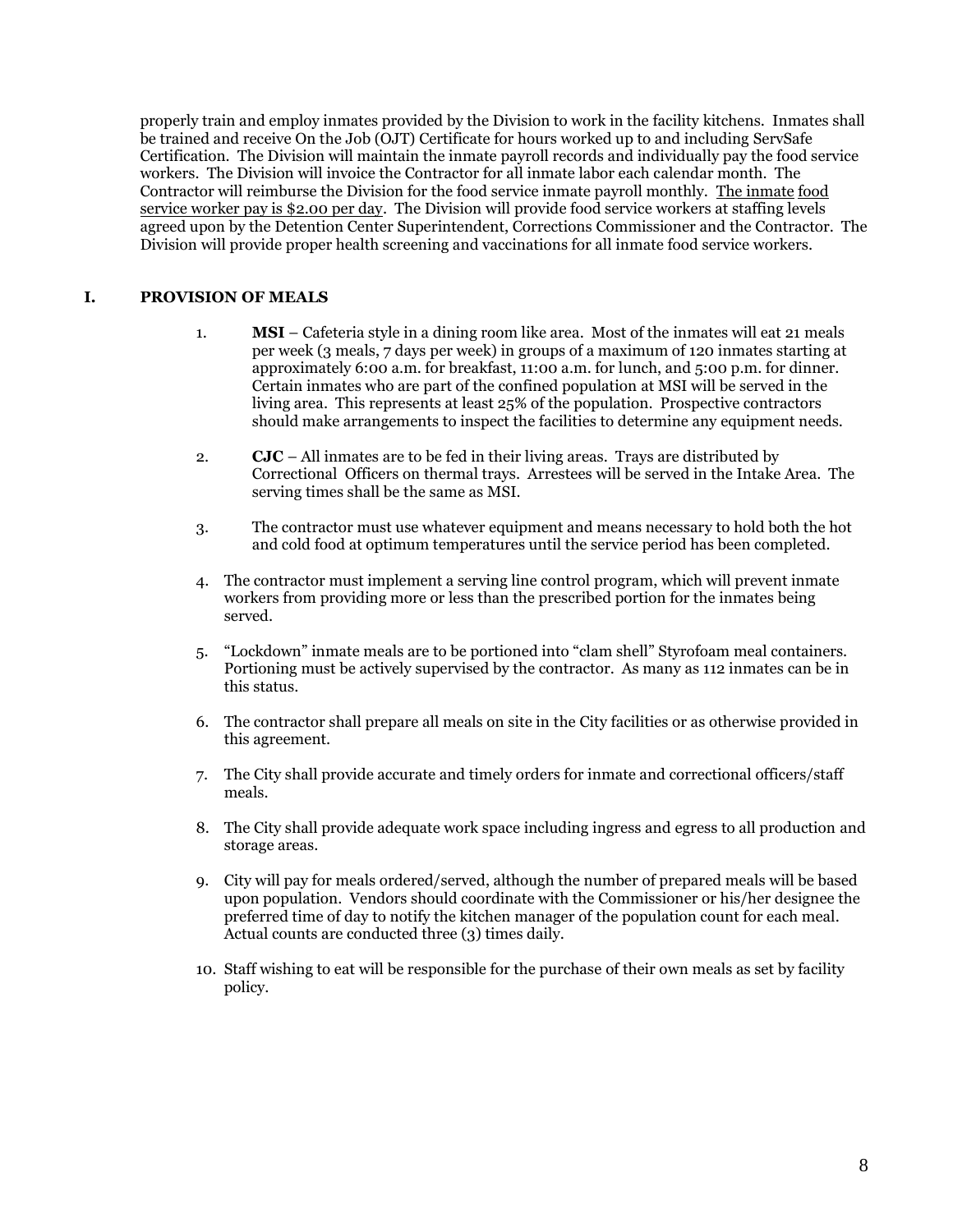properly train and employ inmates provided by the Division to work in the facility kitchens. Inmates shall be trained and receive On the Job (OJT) Certificate for hours worked up to and including ServSafe Certification. The Division will maintain the inmate payroll records and individually pay the food service workers. The Division will invoice the Contractor for all inmate labor each calendar month. The Contractor will reimburse the Division for the food service inmate payroll monthly. <u>The inmate food service worker pay is $2.00 per day</u>. The Division will provide food service workers at staffing levels agreed upon by the Detention Center Superintendent, Corrections Commissioner and the Contractor. The Division will provide proper health screening and vaccinations for all inmate food service workers.

## I. PROVISION OF MEALS

1. **MSI** – Cafeteria style in a dining room like area. Most of the inmates will eat 21 meals per week (3 meals, 7 days per week) in groups of a maximum of 120 inmates starting at approximately 6:00 a.m. for breakfast, 11:00 a.m. for lunch, and 5:00 p.m. for dinner. Certain inmates who are part of the confined population at MSI will be served in the living area. This represents at least 25% of the population. Prospective contractors should make arrangements to inspect the facilities to determine any equipment needs.

2. **CJC** – All inmates are to be fed in their living areas. Trays are distributed by Correctional Officers on thermal trays. Arrestees will be served in the Intake Area. The serving times shall be the same as MSI.

3. The contractor must use whatever equipment and means necessary to hold both the hot and cold food at optimum temperatures until the service period has been completed.

4. The contractor must implement a serving line control program, which will prevent inmate workers from providing more or less than the prescribed portion for the inmates being served.

5. "Lockdown" inmate meals are to be portioned into "clam shell" Styrofoam meal containers. Portioning must be actively supervised by the contractor. As many as 112 inmates can be in this status.

6. The contractor shall prepare all meals on site in the City facilities or as otherwise provided in this agreement.

7. The City shall provide accurate and timely orders for inmate and correctional officers/staff meals.

8. The City shall provide adequate work space including ingress and egress to all production and storage areas.

9. City will pay for meals ordered/served, although the number of prepared meals will be based upon population. Vendors should coordinate with the Commissioner or his/her designee the preferred time of day to notify the kitchen manager of the population count for each meal. Actual counts are conducted three (3) times daily.

10. Staff wishing to eat will be responsible for the purchase of their own meals as set by facility policy.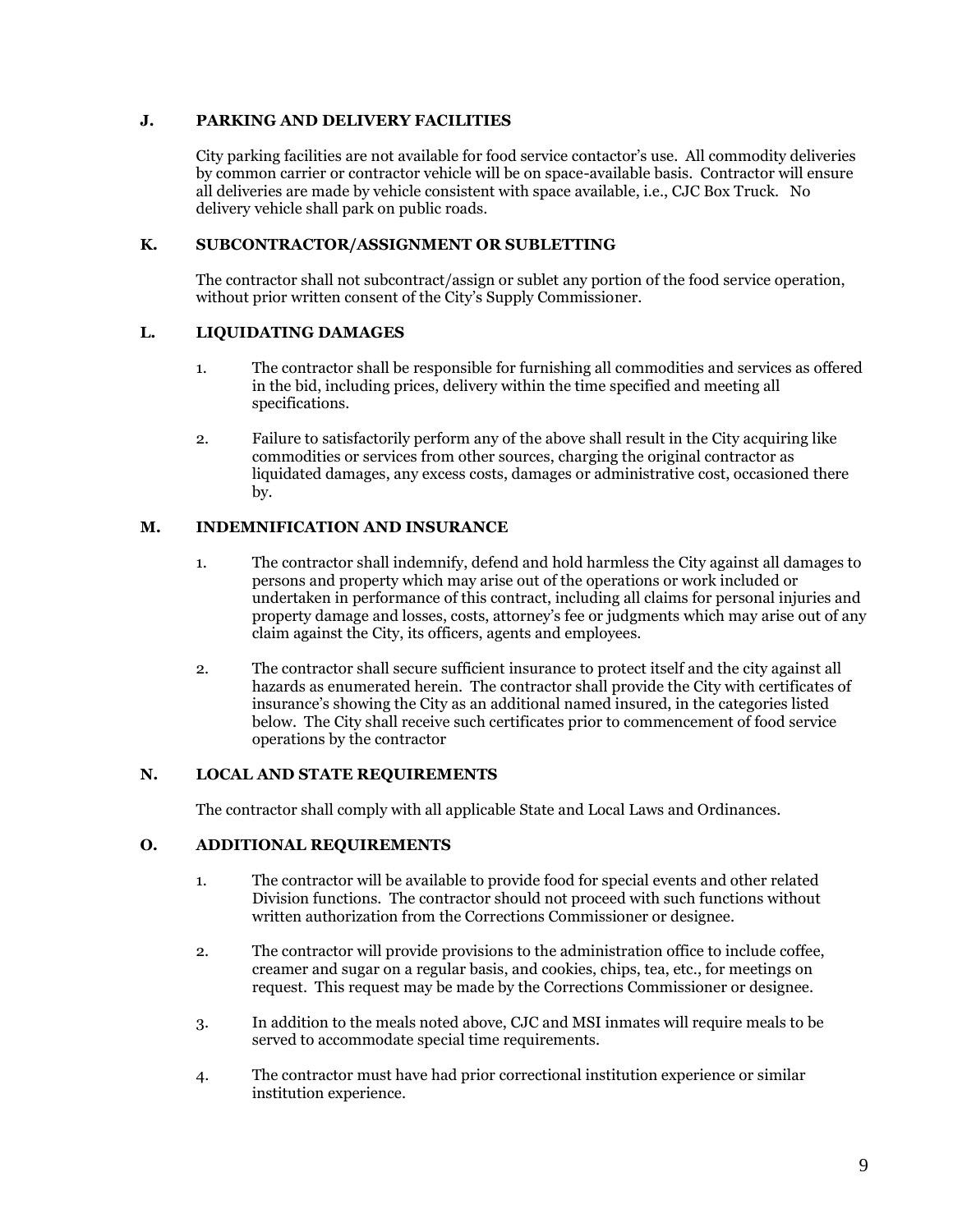### J. PARKING AND DELIVERY FACILITIES

City parking facilities are not available for food service contactor's use. All commodity deliveries by common carrier or contractor vehicle will be on space-available basis. Contractor will ensure all deliveries are made by vehicle consistent with space available, i.e., CJC Box Truck. No delivery vehicle shall park on public roads.

### K. SUBCONTRACTOR/ASSIGNMENT OR SUBLETTING

The contractor shall not subcontract/assign or sublet any portion of the food service operation, without prior written consent of the City's Supply Commissioner.

### L. LIQUIDATING DAMAGES

1. The contractor shall be responsible for furnishing all commodities and services as offered in the bid, including prices, delivery within the time specified and meeting all specifications.

2. Failure to satisfactorily perform any of the above shall result in the City acquiring like commodities or services from other sources, charging the original contractor as liquidated damages, any excess costs, damages or administrative cost, occasioned there by.

### M. INDEMNIFICATION AND INSURANCE

1. The contractor shall indemnify, defend and hold harmless the City against all damages to persons and property which may arise out of the operations or work included or undertaken in performance of this contract, including all claims for personal injuries and property damage and losses, costs, attorney's fee or judgments which may arise out of any claim against the City, its officers, agents and employees.

2. The contractor shall secure sufficient insurance to protect itself and the city against all hazards as enumerated herein. The contractor shall provide the City with certificates of insurance's showing the City as an additional named insured, in the categories listed below. The City shall receive such certificates prior to commencement of food service operations by the contractor

### N. LOCAL AND STATE REQUIREMENTS

The contractor shall comply with all applicable State and Local Laws and Ordinances.

### O. ADDITIONAL REQUIREMENTS

1. The contractor will be available to provide food for special events and other related Division functions. The contractor should not proceed with such functions without written authorization from the Corrections Commissioner or designee.

2. The contractor will provide provisions to the administration office to include coffee, creamer and sugar on a regular basis, and cookies, chips, tea, etc., for meetings on request. This request may be made by the Corrections Commissioner or designee.

3. In addition to the meals noted above, CJC and MSI inmates will require meals to be served to accommodate special time requirements.

4. The contractor must have had prior correctional institution experience or similar institution experience.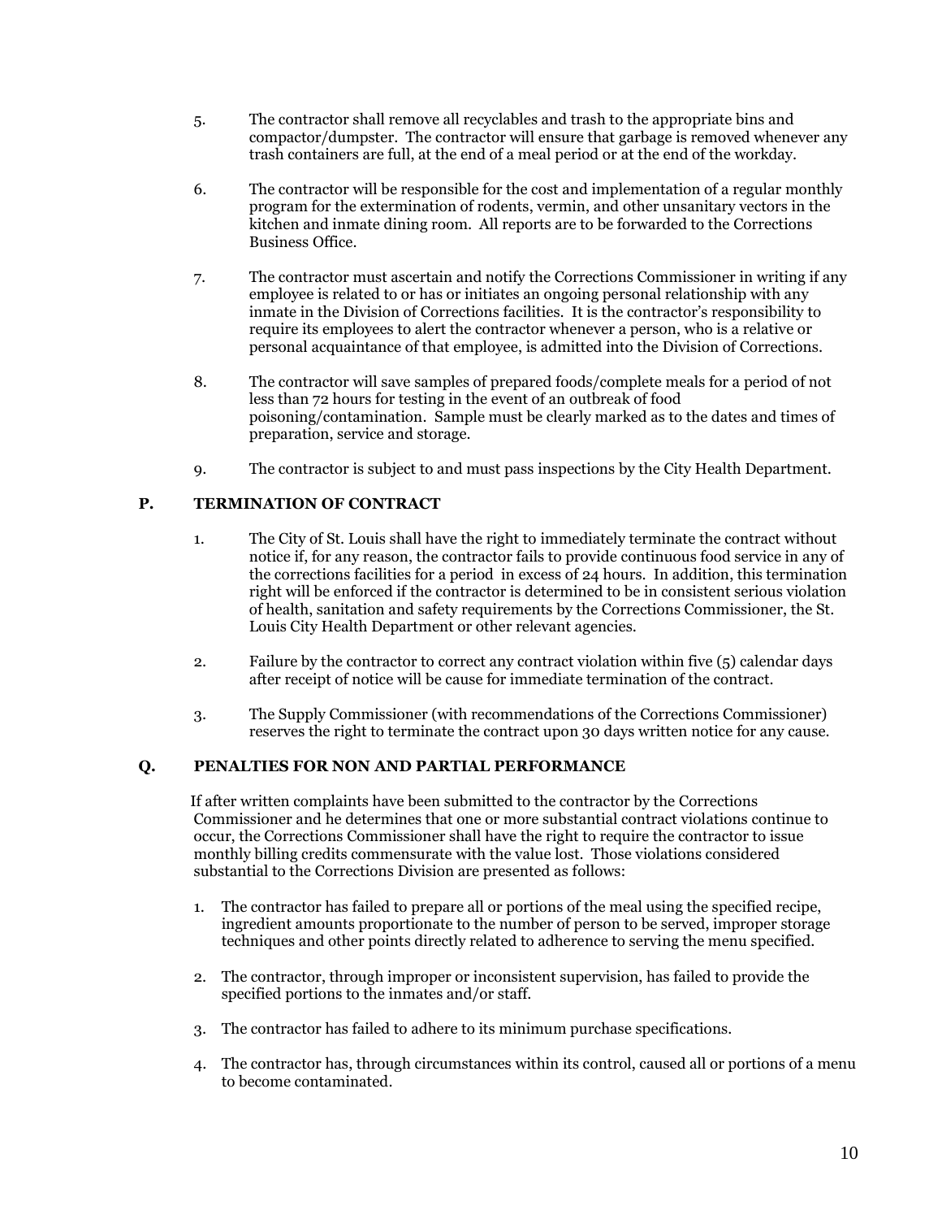5. The contractor shall remove all recyclables and trash to the appropriate bins and compactor/dumpster. The contractor will ensure that garbage is removed whenever any trash containers are full, at the end of a meal period or at the end of the workday.

6. The contractor will be responsible for the cost and implementation of a regular monthly program for the extermination of rodents, vermin, and other unsanitary vectors in the kitchen and inmate dining room. All reports are to be forwarded to the Corrections Business Office.

7. The contractor must ascertain and notify the Corrections Commissioner in writing if any employee is related to or has or initiates an ongoing personal relationship with any inmate in the Division of Corrections facilities. It is the contractor's responsibility to require its employees to alert the contractor whenever a person, who is a relative or personal acquaintance of that employee, is admitted into the Division of Corrections.

8. The contractor will save samples of prepared foods/complete meals for a period of not less than 72 hours for testing in the event of an outbreak of food poisoning/contamination. Sample must be clearly marked as to the dates and times of preparation, service and storage.

9. The contractor is subject to and must pass inspections by the City Health Department.

## P. TERMINATION OF CONTRACT

1. The City of St. Louis shall have the right to immediately terminate the contract without notice if, for any reason, the contractor fails to provide continuous food service in any of the corrections facilities for a period in excess of 24 hours. In addition, this termination right will be enforced if the contractor is determined to be in consistent serious violation of health, sanitation and safety requirements by the Corrections Commissioner, the St. Louis City Health Department or other relevant agencies.

2. Failure by the contractor to correct any contract violation within five (5) calendar days after receipt of notice will be cause for immediate termination of the contract.

3. The Supply Commissioner (with recommendations of the Corrections Commissioner) reserves the right to terminate the contract upon 30 days written notice for any cause.

## Q. PENALTIES FOR NON AND PARTIAL PERFORMANCE

If after written complaints have been submitted to the contractor by the Corrections Commissioner and he determines that one or more substantial contract violations continue to occur, the Corrections Commissioner shall have the right to require the contractor to issue monthly billing credits commensurate with the value lost. Those violations considered substantial to the Corrections Division are presented as follows:

1. The contractor has failed to prepare all or portions of the meal using the specified recipe, ingredient amounts proportionate to the number of person to be served, improper storage techniques and other points directly related to adherence to serving the menu specified.

2. The contractor, through improper or inconsistent supervision, has failed to provide the specified portions to the inmates and/or staff.

3. The contractor has failed to adhere to its minimum purchase specifications.

4. The contractor has, through circumstances within its control, caused all or portions of a menu to become contaminated.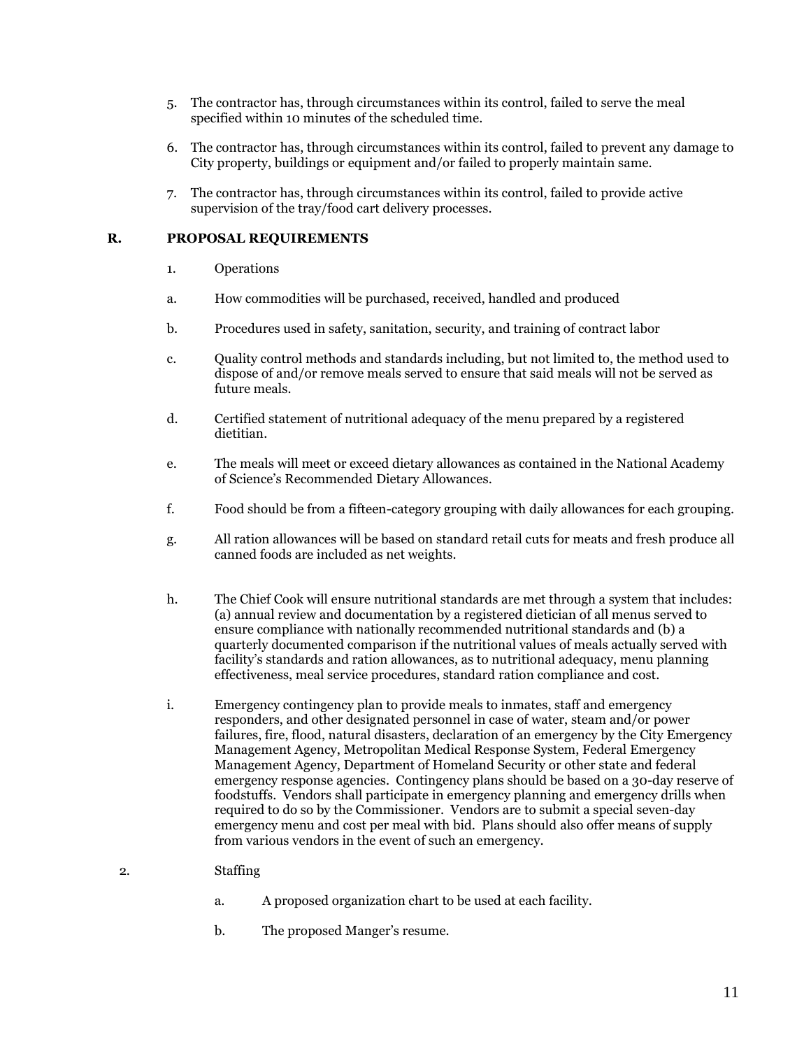5. The contractor has, through circumstances within its control, failed to serve the meal specified within 10 minutes of the scheduled time.

6. The contractor has, through circumstances within its control, failed to prevent any damage to City property, buildings or equipment and/or failed to properly maintain same.

7. The contractor has, through circumstances within its control, failed to provide active supervision of the tray/food cart delivery processes.

### R. PROPOSAL REQUIREMENTS

1. Operations

a. How commodities will be purchased, received, handled and produced

b. Procedures used in safety, sanitation, security, and training of contract labor

c. Quality control methods and standards including, but not limited to, the method used to dispose of and/or remove meals served to ensure that said meals will not be served as future meals.

d. Certified statement of nutritional adequacy of the menu prepared by a registered dietitian.

e. The meals will meet or exceed dietary allowances as contained in the National Academy of Science's Recommended Dietary Allowances.

f. Food should be from a fifteen-category grouping with daily allowances for each grouping.

g. All ration allowances will be based on standard retail cuts for meats and fresh produce all canned foods are included as net weights.

h. The Chief Cook will ensure nutritional standards are met through a system that includes: (a) annual review and documentation by a registered dietician of all menus served to ensure compliance with nationally recommended nutritional standards and (b) a quarterly documented comparison if the nutritional values of meals actually served with facility's standards and ration allowances, as to nutritional adequacy, menu planning effectiveness, meal service procedures, standard ration compliance and cost.

i. Emergency contingency plan to provide meals to inmates, staff and emergency responders, and other designated personnel in case of water, steam and/or power failures, fire, flood, natural disasters, declaration of an emergency by the City Emergency Management Agency, Metropolitan Medical Response System, Federal Emergency Management Agency, Department of Homeland Security or other state and federal emergency response agencies. Contingency plans should be based on a 30-day reserve of foodstuffs. Vendors shall participate in emergency planning and emergency drills when required to do so by the Commissioner. Vendors are to submit a special seven-day emergency menu and cost per meal with bid. Plans should also offer means of supply from various vendors in the event of such an emergency.

2. Staffing

a. A proposed organization chart to be used at each facility.

b. The proposed Manger's resume.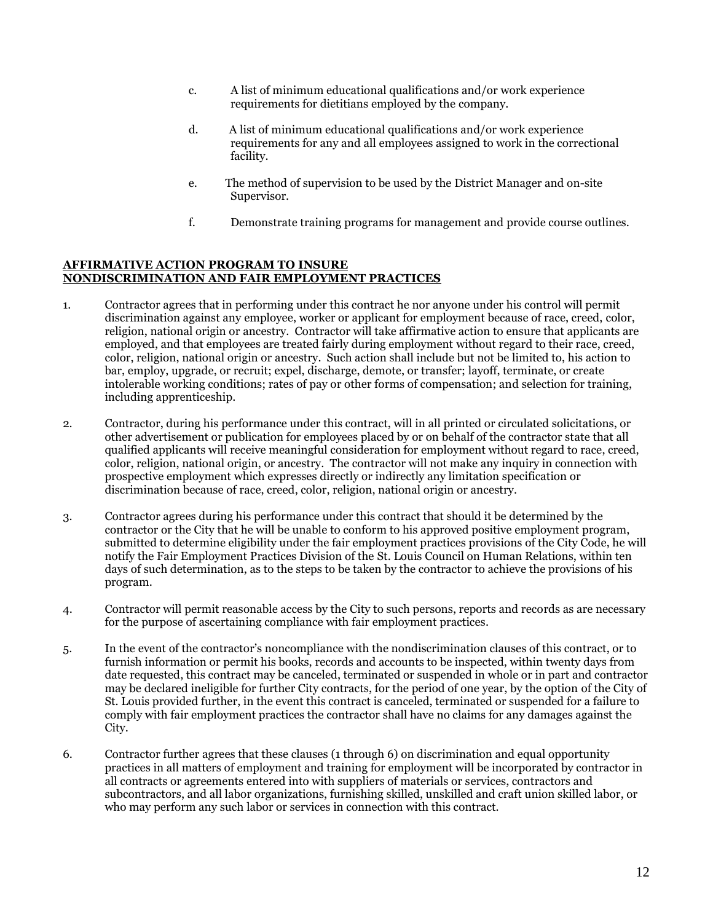c. A list of minimum educational qualifications and/or work experience requirements for dietitians employed by the company.

d. A list of minimum educational qualifications and/or work experience requirements for any and all employees assigned to work in the correctional facility.

e. The method of supervision to be used by the District Manager and on-site Supervisor.

f. Demonstrate training programs for management and provide course outlines.

**AFFIRMATIVE ACTION PROGRAM TO INSURE NONDISCRIMINATION AND FAIR EMPLOYMENT PRACTICES**

1. Contractor agrees that in performing under this contract he nor anyone under his control will permit discrimination against any employee, worker or applicant for employment because of race, creed, color, religion, national origin or ancestry. Contractor will take affirmative action to ensure that applicants are employed, and that employees are treated fairly during employment without regard to their race, creed, color, religion, national origin or ancestry. Such action shall include but not be limited to, his action to bar, employ, upgrade, or recruit; expel, discharge, demote, or transfer; layoff, terminate, or create intolerable working conditions; rates of pay or other forms of compensation; and selection for training, including apprenticeship.

2. Contractor, during his performance under this contract, will in all printed or circulated solicitations, or other advertisement or publication for employees placed by or on behalf of the contractor state that all qualified applicants will receive meaningful consideration for employment without regard to race, creed, color, religion, national origin, or ancestry. The contractor will not make any inquiry in connection with prospective employment which expresses directly or indirectly any limitation specification or discrimination because of race, creed, color, religion, national origin or ancestry.

3. Contractor agrees during his performance under this contract that should it be determined by the contractor or the City that he will be unable to conform to his approved positive employment program, submitted to determine eligibility under the fair employment practices provisions of the City Code, he will notify the Fair Employment Practices Division of the St. Louis Council on Human Relations, within ten days of such determination, as to the steps to be taken by the contractor to achieve the provisions of his program.

4. Contractor will permit reasonable access by the City to such persons, reports and records as are necessary for the purpose of ascertaining compliance with fair employment practices.

5. In the event of the contractor's noncompliance with the nondiscrimination clauses of this contract, or to furnish information or permit his books, records and accounts to be inspected, within twenty days from date requested, this contract may be canceled, terminated or suspended in whole or in part and contractor may be declared ineligible for further City contracts, for the period of one year, by the option of the City of St. Louis provided further, in the event this contract is canceled, terminated or suspended for a failure to comply with fair employment practices the contractor shall have no claims for any damages against the City.

6. Contractor further agrees that these clauses (1 through 6) on discrimination and equal opportunity practices in all matters of employment and training for employment will be incorporated by contractor in all contracts or agreements entered into with suppliers of materials or services, contractors and subcontractors, and all labor organizations, furnishing skilled, unskilled and craft union skilled labor, or who may perform any such labor or services in connection with this contract.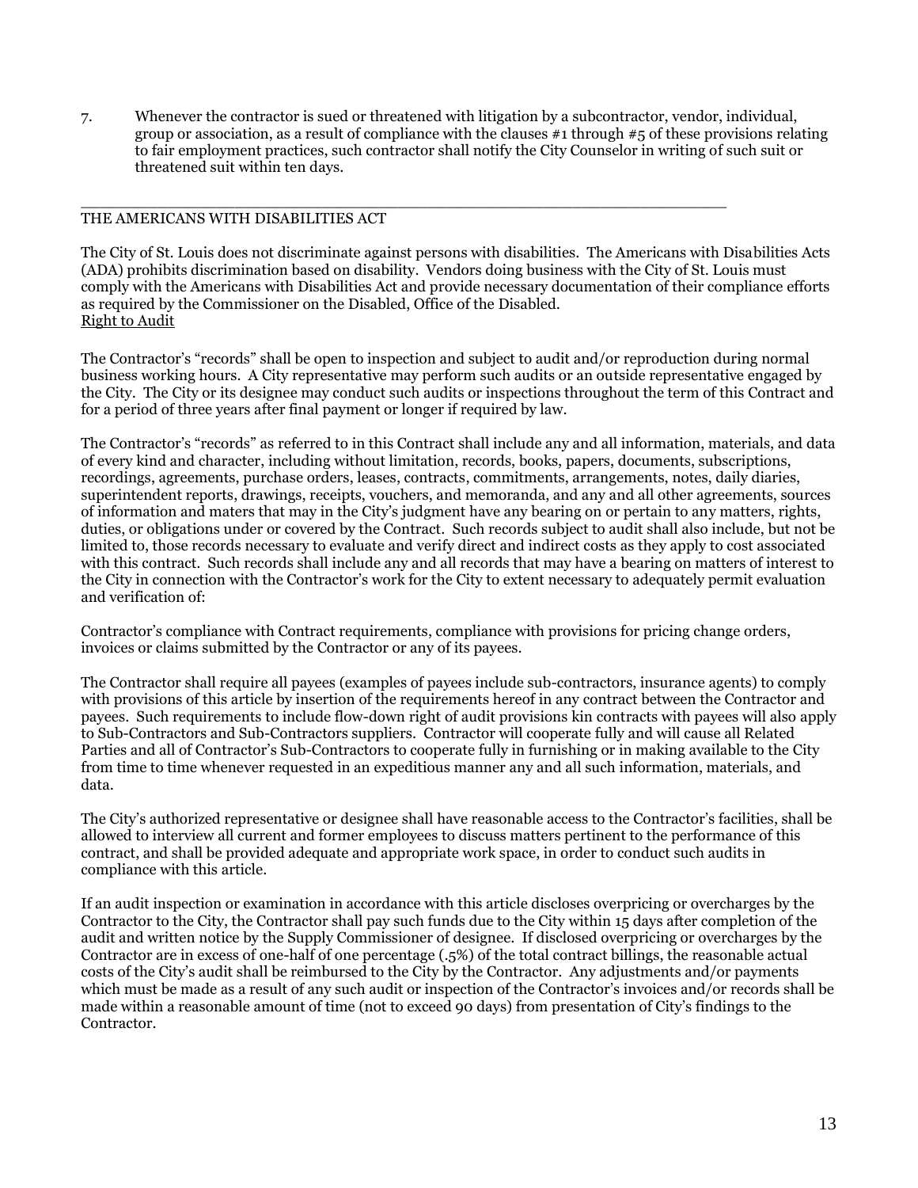7. Whenever the contractor is sued or threatened with litigation by a subcontractor, vendor, individual, group or association, as a result of compliance with the clauses #1 through #5 of these provisions relating to fair employment practices, such contractor shall notify the City Counselor in writing of such suit or threatened suit within ten days.

---

THE AMERICANS WITH DISABILITIES ACT

The City of St. Louis does not discriminate against persons with disabilities. The Americans with Disabilities Acts (ADA) prohibits discrimination based on disability. Vendors doing business with the City of St. Louis must comply with the Americans with Disabilities Act and provide necessary documentation of their compliance efforts as required by the Commissioner on the Disabled, Office of the Disabled.

<u>Right to Audit</u>

The Contractor's "records" shall be open to inspection and subject to audit and/or reproduction during normal business working hours. A City representative may perform such audits or an outside representative engaged by the City. The City or its designee may conduct such audits or inspections throughout the term of this Contract and for a period of three years after final payment or longer if required by law.

The Contractor's "records" as referred to in this Contract shall include any and all information, materials, and data of every kind and character, including without limitation, records, books, papers, documents, subscriptions, recordings, agreements, purchase orders, leases, contracts, commitments, arrangements, notes, daily diaries, superintendent reports, drawings, receipts, vouchers, and memoranda, and any and all other agreements, sources of information and maters that may in the City's judgment have any bearing on or pertain to any matters, rights, duties, or obligations under or covered by the Contract. Such records subject to audit shall also include, but not be limited to, those records necessary to evaluate and verify direct and indirect costs as they apply to cost associated with this contract. Such records shall include any and all records that may have a bearing on matters of interest to the City in connection with the Contractor's work for the City to extent necessary to adequately permit evaluation and verification of:

Contractor's compliance with Contract requirements, compliance with provisions for pricing change orders, invoices or claims submitted by the Contractor or any of its payees.

The Contractor shall require all payees (examples of payees include sub-contractors, insurance agents) to comply with provisions of this article by insertion of the requirements hereof in any contract between the Contractor and payees. Such requirements to include flow-down right of audit provisions kin contracts with payees will also apply to Sub-Contractors and Sub-Contractors suppliers. Contractor will cooperate fully and will cause all Related Parties and all of Contractor's Sub-Contractors to cooperate fully in furnishing or in making available to the City from time to time whenever requested in an expeditious manner any and all such information, materials, and data.

The City's authorized representative or designee shall have reasonable access to the Contractor's facilities, shall be allowed to interview all current and former employees to discuss matters pertinent to the performance of this contract, and shall be provided adequate and appropriate work space, in order to conduct such audits in compliance with this article.

If an audit inspection or examination in accordance with this article discloses overpricing or overcharges by the Contractor to the City, the Contractor shall pay such funds due to the City within 15 days after completion of the audit and written notice by the Supply Commissioner of designee. If disclosed overpricing or overcharges by the Contractor are in excess of one-half of one percentage (.5%) of the total contract billings, the reasonable actual costs of the City's audit shall be reimbursed to the City by the Contractor. Any adjustments and/or payments which must be made as a result of any such audit or inspection of the Contractor's invoices and/or records shall be made within a reasonable amount of time (not to exceed 90 days) from presentation of City's findings to the Contractor.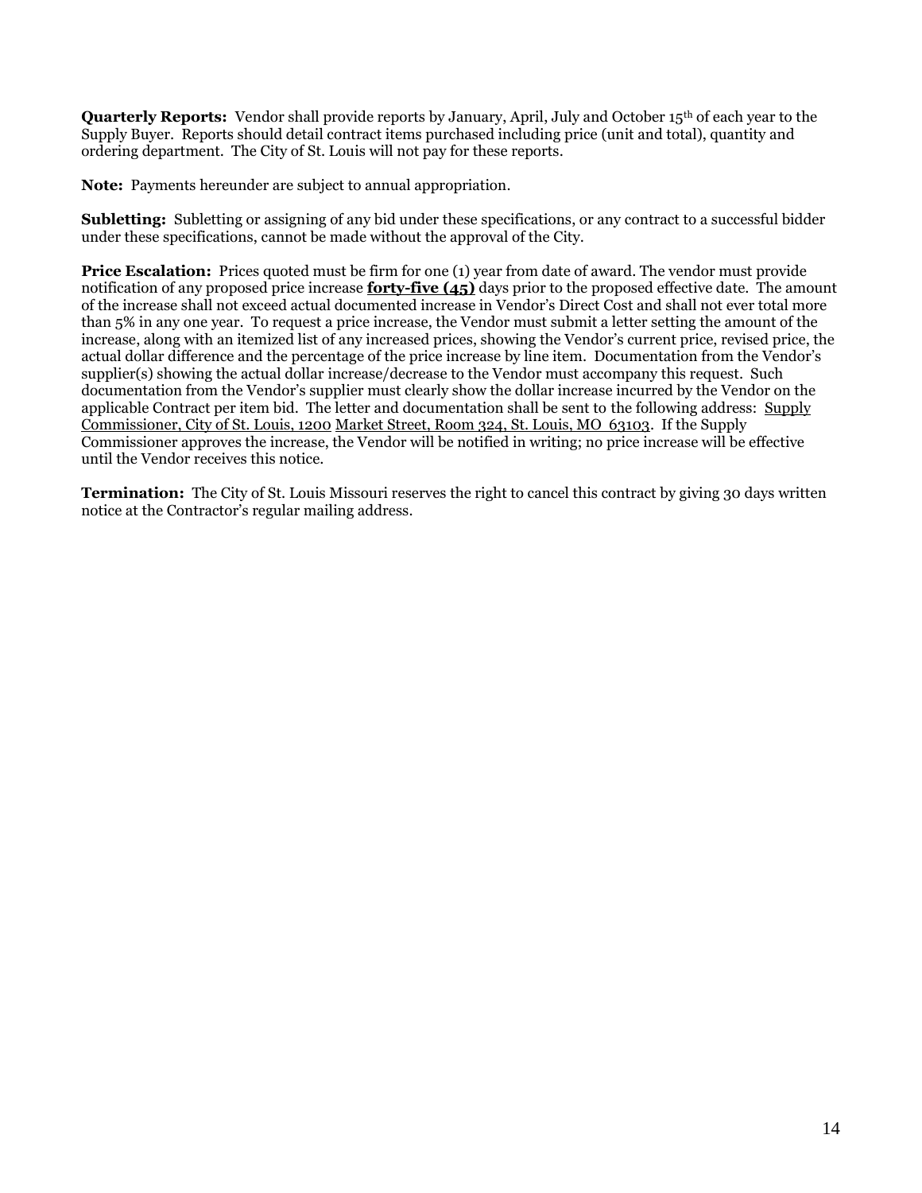**Quarterly Reports:** Vendor shall provide reports by January, April, July and October 15th of each year to the Supply Buyer. Reports should detail contract items purchased including price (unit and total), quantity and ordering department. The City of St. Louis will not pay for these reports.

**Note:** Payments hereunder are subject to annual appropriation.

**Subletting:** Subletting or assigning of any bid under these specifications, or any contract to a successful bidder under these specifications, cannot be made without the approval of the City.

**Price Escalation:** Prices quoted must be firm for one (1) year from date of award. The vendor must provide notification of any proposed price increase **forty-five (45)** days prior to the proposed effective date. The amount of the increase shall not exceed actual documented increase in Vendor's Direct Cost and shall not ever total more than 5% in any one year. To request a price increase, the Vendor must submit a letter setting the amount of the increase, along with an itemized list of any increased prices, showing the Vendor's current price, revised price, the actual dollar difference and the percentage of the price increase by line item. Documentation from the Vendor's supplier(s) showing the actual dollar increase/decrease to the Vendor must accompany this request. Such documentation from the Vendor's supplier must clearly show the dollar increase incurred by the Vendor on the applicable Contract per item bid. The letter and documentation shall be sent to the following address: Supply Commissioner, City of St. Louis, 1200 Market Street, Room 324, St. Louis, MO 63103. If the Supply Commissioner approves the increase, the Vendor will be notified in writing; no price increase will be effective until the Vendor receives this notice.

**Termination:** The City of St. Louis Missouri reserves the right to cancel this contract by giving 30 days written notice at the Contractor's regular mailing address.